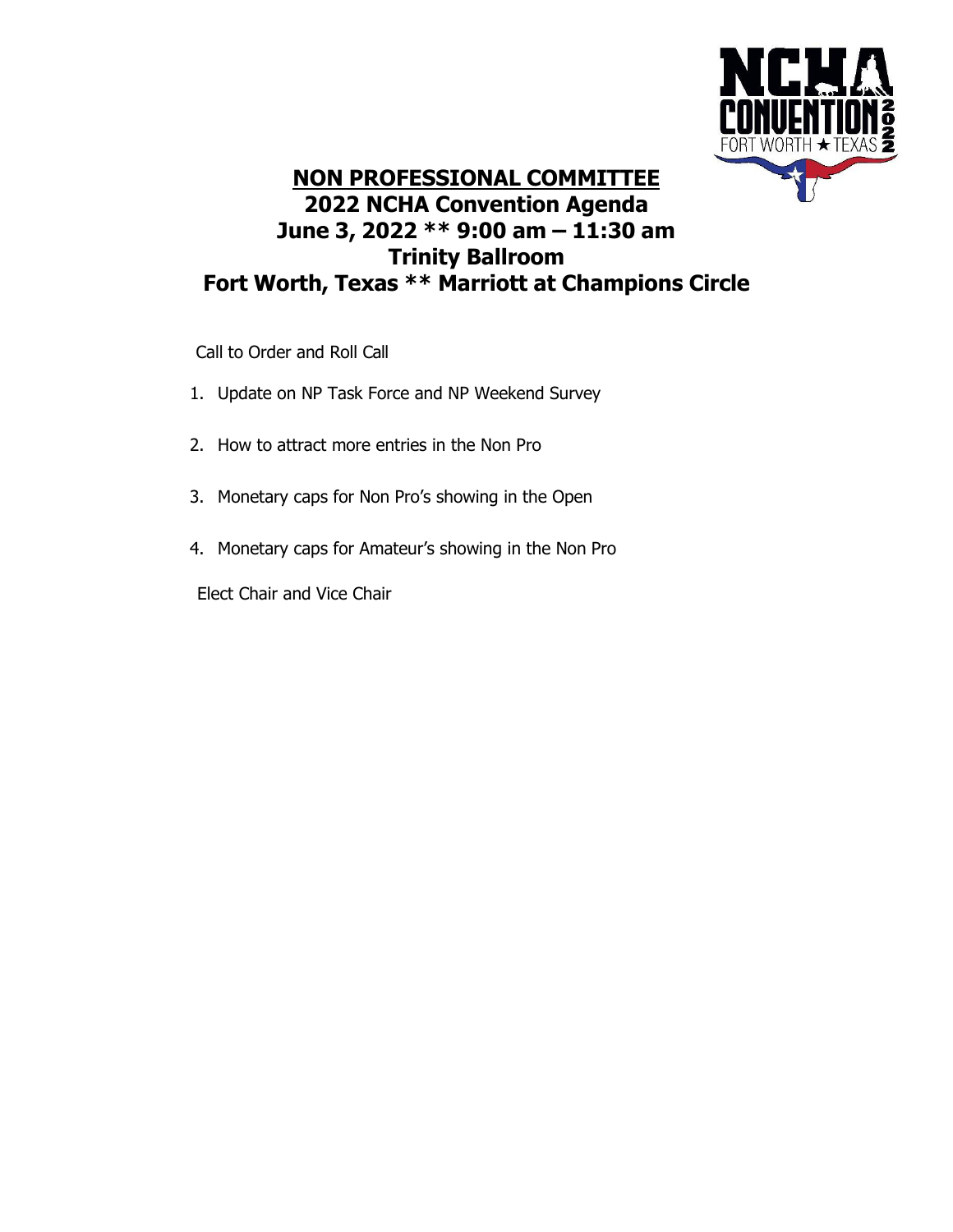# NON PROFESSIONAL COMMITTEE

## 2022 NCHA Convention Agenda

## June 3, 2022 ** 9:00 am – 11:30 am

## Trinity Ballroom

## Fort Worth, Texas ** Marriott at Champions Circle

Call to Order and Roll Call

1. Update on NP Task Force and NP Weekend Survey
2. How to attract more entries in the Non Pro
3. Monetary caps for Non Pro's showing in the Open
4. Monetary caps for Amateur's showing in the Non Pro

Elect Chair and Vice Chair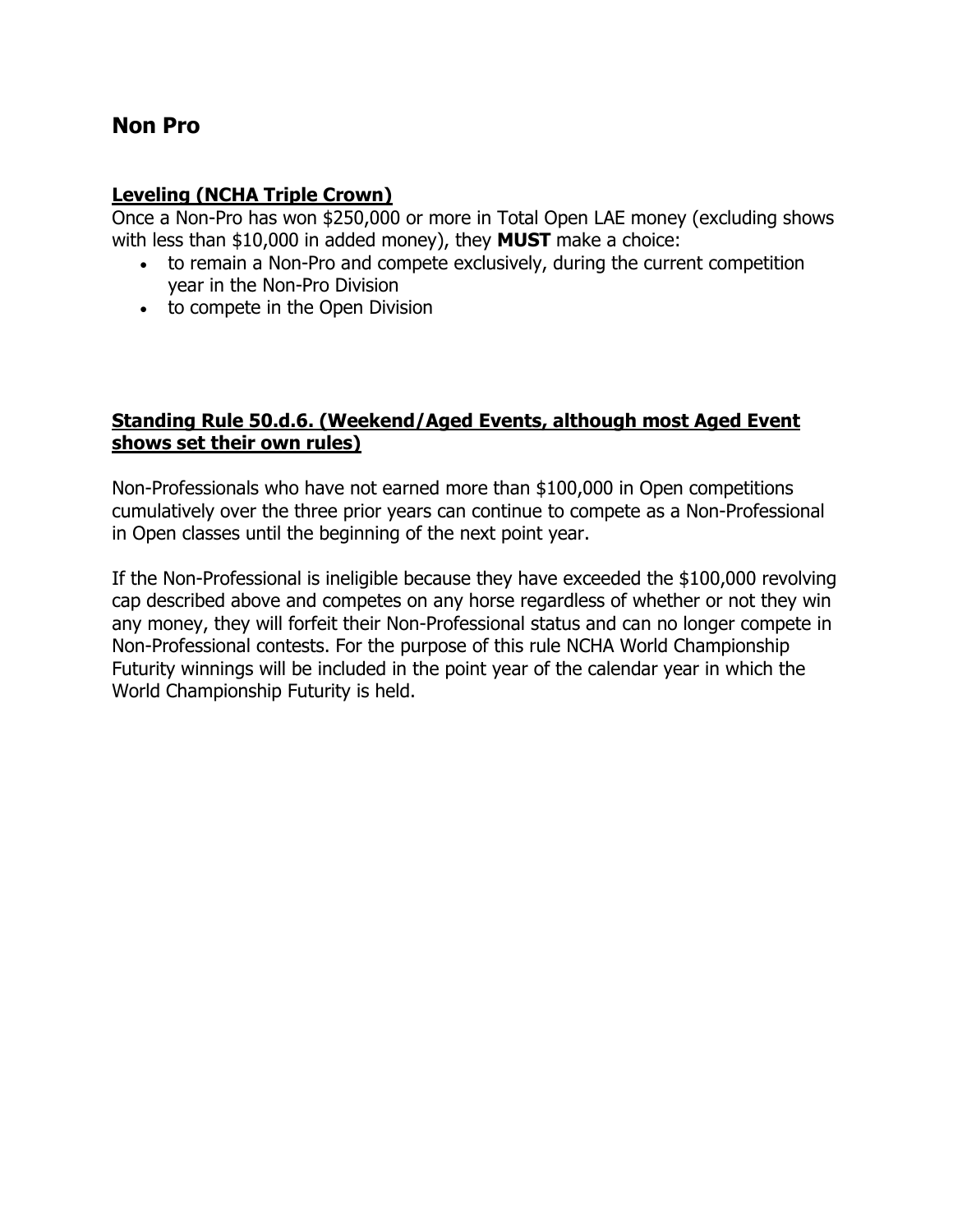## Non Pro

### Leveling (NCHA Triple Crown)

Once a Non-Pro has won $250,000 or more in Total Open LAE money (excluding shows with less than $10,000 in added money), they **MUST** make a choice:

- to remain a Non-Pro and compete exclusively, during the current competition year in the Non-Pro Division
- to compete in the Open Division

### Standing Rule 50.d.6. (Weekend/Aged Events, although most Aged Event shows set their own rules)

Non-Professionals who have not earned more than $100,000 in Open competitions cumulatively over the three prior years can continue to compete as a Non-Professional in Open classes until the beginning of the next point year.

If the Non-Professional is ineligible because they have exceeded the $100,000 revolving cap described above and competes on any horse regardless of whether or not they win any money, they will forfeit their Non-Professional status and can no longer compete in Non-Professional contests. For the purpose of this rule NCHA World Championship Futurity winnings will be included in the point year of the calendar year in which the World Championship Futurity is held.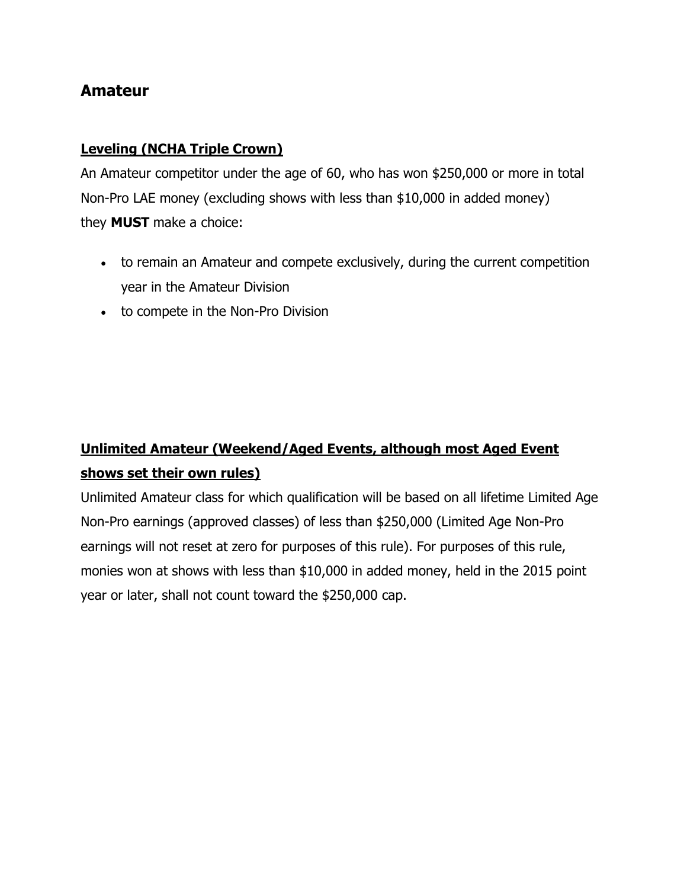## Amateur

**Leveling (NCHA Triple Crown)**

An Amateur competitor under the age of 60, who has won $250,000 or more in total Non-Pro LAE money (excluding shows with less than $10,000 in added money) they **MUST** make a choice:

- to remain an Amateur and compete exclusively, during the current competition year in the Amateur Division
- to compete in the Non-Pro Division

**Unlimited Amateur (Weekend/Aged Events, although most Aged Event shows set their own rules)**

Unlimited Amateur class for which qualification will be based on all lifetime Limited Age Non-Pro earnings (approved classes) of less than $250,000 (Limited Age Non-Pro earnings will not reset at zero for purposes of this rule). For purposes of this rule, monies won at shows with less than $10,000 in added money, held in the 2015 point year or later, shall not count toward the $250,000 cap.